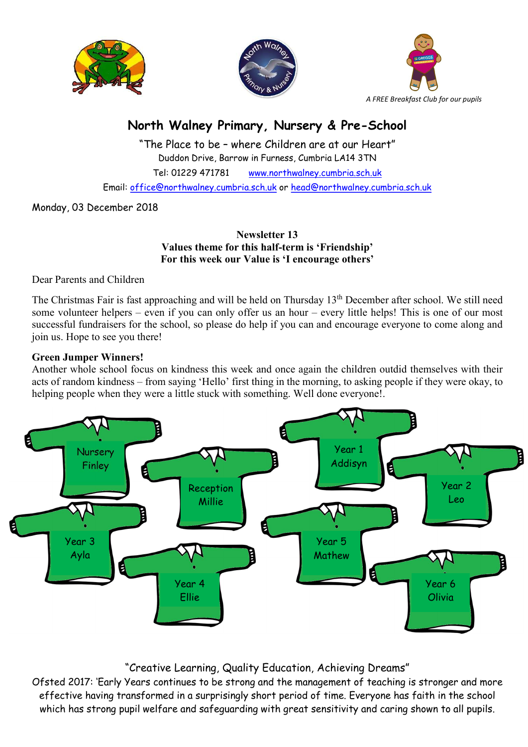A FREE Breakfast Club for our pupils

# North Walney Primary, Nursery & Pre-School

"The Place to be – where Children are at our Heart"

Duddon Drive, Barrow in Furness, Cumbria LA14 3TN

Tel: 01229 471781 www.northwalney.cumbria.sch.uk

Email: office@northwalney.cumbria.sch.uk or head@northwalney.cumbria.sch.uk

Monday, 03 December 2018

**Newsletter 13**
**Values theme for this half-term is 'Friendship'**
**For this week our Value is 'I encourage others'**

Dear Parents and Children

The Christmas Fair is fast approaching and will be held on Thursday 13th December after school. We still need some volunteer helpers – even if you can only offer us an hour – every little helps! This is one of our most successful fundraisers for the school, so please do help if you can and encourage everyone to come along and join us. Hope to see you there!

**Green Jumper Winners!**

Another whole school focus on kindness this week and once again the children outdid themselves with their acts of random kindness – from saying 'Hello' first thing in the morning, to asking people if they were okay, to helping people when they were a little stuck with something. Well done everyone!.

- Nursery Finley
- Reception Millie
- Year 1 Addisyn
- Year 2 Leo
- Year 3 Ayla
- Year 4 Ellie
- Year 5 Mathew
- Year 6 Olivia

"Creative Learning, Quality Education, Achieving Dreams"

Ofsted 2017: 'Early Years continues to be strong and the management of teaching is stronger and more effective having transformed in a surprisingly short period of time. Everyone has faith in the school which has strong pupil welfare and safeguarding with great sensitivity and caring shown to all pupils.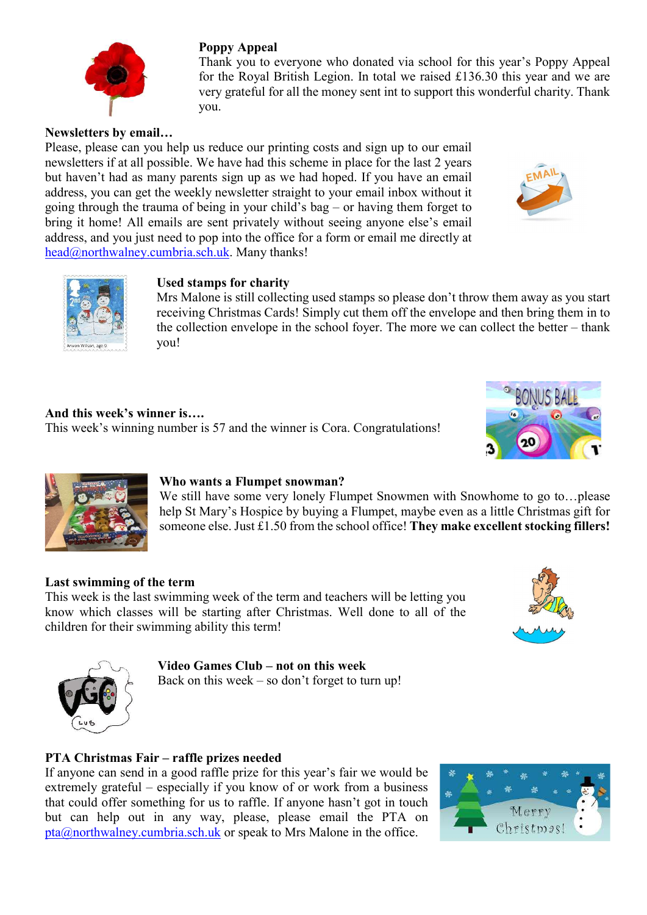**Poppy Appeal**

Thank you to everyone who donated via school for this year's Poppy Appeal for the Royal British Legion. In total we raised £136.30 this year and we are very grateful for all the money sent int to support this wonderful charity. Thank you.

**Newsletters by email…**

Please, please can you help us reduce our printing costs and sign up to our email newsletters if at all possible. We have had this scheme in place for the last 2 years but haven't had as many parents sign up as we had hoped. If you have an email address, you can get the weekly newsletter straight to your email inbox without it going through the trauma of being in your child's bag – or having them forget to bring it home! All emails are sent privately without seeing anyone else's email address, and you just need to pop into the office for a form or email me directly at head@northwalney.cumbria.sch.uk. Many thanks!

**Used stamps for charity**

Mrs Malone is still collecting used stamps so please don't throw them away as you start receiving Christmas Cards! Simply cut them off the envelope and then bring them in to the collection envelope in the school foyer. The more we can collect the better – thank you!

**And this week's winner is….**

This week's winning number is 57 and the winner is Cora. Congratulations!

**Who wants a Flumpet snowman?**

We still have some very lonely Flumpet Snowmen with Snowhome to go to…please help St Mary's Hospice by buying a Flumpet, maybe even as a little Christmas gift for someone else. Just £1.50 from the school office! **They make excellent stocking fillers!**

**Last swimming of the term**

This week is the last swimming week of the term and teachers will be letting you know which classes will be starting after Christmas. Well done to all of the children for their swimming ability this term!

**Video Games Club – not on this week**

Back on this week – so don't forget to turn up!

**PTA Christmas Fair – raffle prizes needed**

If anyone can send in a good raffle prize for this year's fair we would be extremely grateful – especially if you know of or work from a business that could offer something for us to raffle. If anyone hasn't got in touch but can help out in any way, please, please email the PTA on pta@northwalney.cumbria.sch.uk or speak to Mrs Malone in the office.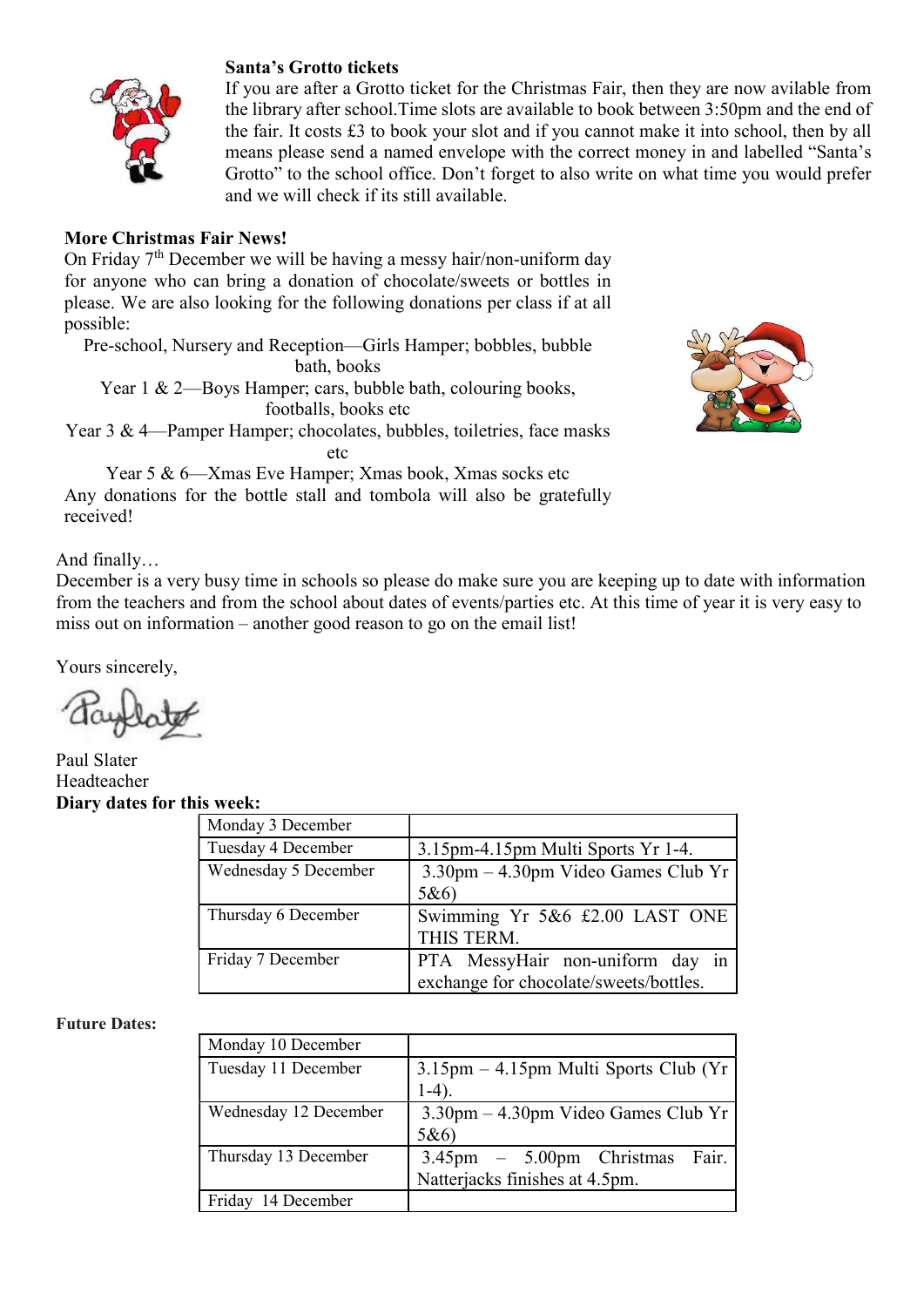**Santa's Grotto tickets**

If you are after a Grotto ticket for the Christmas Fair, then they are now avilable from the library after school.Time slots are available to book between 3:50pm and the end of the fair. It costs £3 to book your slot and if you cannot make it into school, then by all means please send a named envelope with the correct money in and labelled "Santa's Grotto" to the school office. Don't forget to also write on what time you would prefer and we will check if its still available.

**More Christmas Fair News!**

On Friday 7th December we will be having a messy hair/non-uniform day for anyone who can bring a donation of chocolate/sweets or bottles in please. We are also looking for the following donations per class if at all possible:

Pre-school, Nursery and Reception—Girls Hamper; bobbles, bubble bath, books

Year 1 & 2—Boys Hamper; cars, bubble bath, colouring books, footballs, books etc

Year 3 & 4—Pamper Hamper; chocolates, bubbles, toiletries, face masks etc

Year 5 & 6—Xmas Eve Hamper; Xmas book, Xmas socks etc

Any donations for the bottle stall and tombola will also be gratefully received!

And finally…

December is a very busy time in schools so please do make sure you are keeping up to date with information from the teachers and from the school about dates of events/parties etc. At this time of year it is very easy to miss out on information – another good reason to go on the email list!

Yours sincerely,

Paul Slater
Headteacher

**Diary dates for this week:**

| | |
|---|---|
| Monday 3 December | |
| Tuesday 4 December | 3.15pm-4.15pm Multi Sports Yr 1-4. |
| Wednesday 5 December | 3.30pm – 4.30pm Video Games Club Yr 5&6) |
| Thursday 6 December | Swimming Yr 5&6 £2.00 LAST ONE THIS TERM. |
| Friday 7 December | PTA MessyHair non-uniform day in exchange for chocolate/sweets/bottles. |

**Future Dates:**

| | |
|---|---|
| Monday 10 December | |
| Tuesday 11 December | 3.15pm – 4.15pm Multi Sports Club (Yr 1-4). |
| Wednesday 12 December | 3.30pm – 4.30pm Video Games Club Yr 5&6) |
| Thursday 13 December | 3.45pm – 5.00pm Christmas Fair. Natterjacks finishes at 4.5pm. |
| Friday 14 December | |